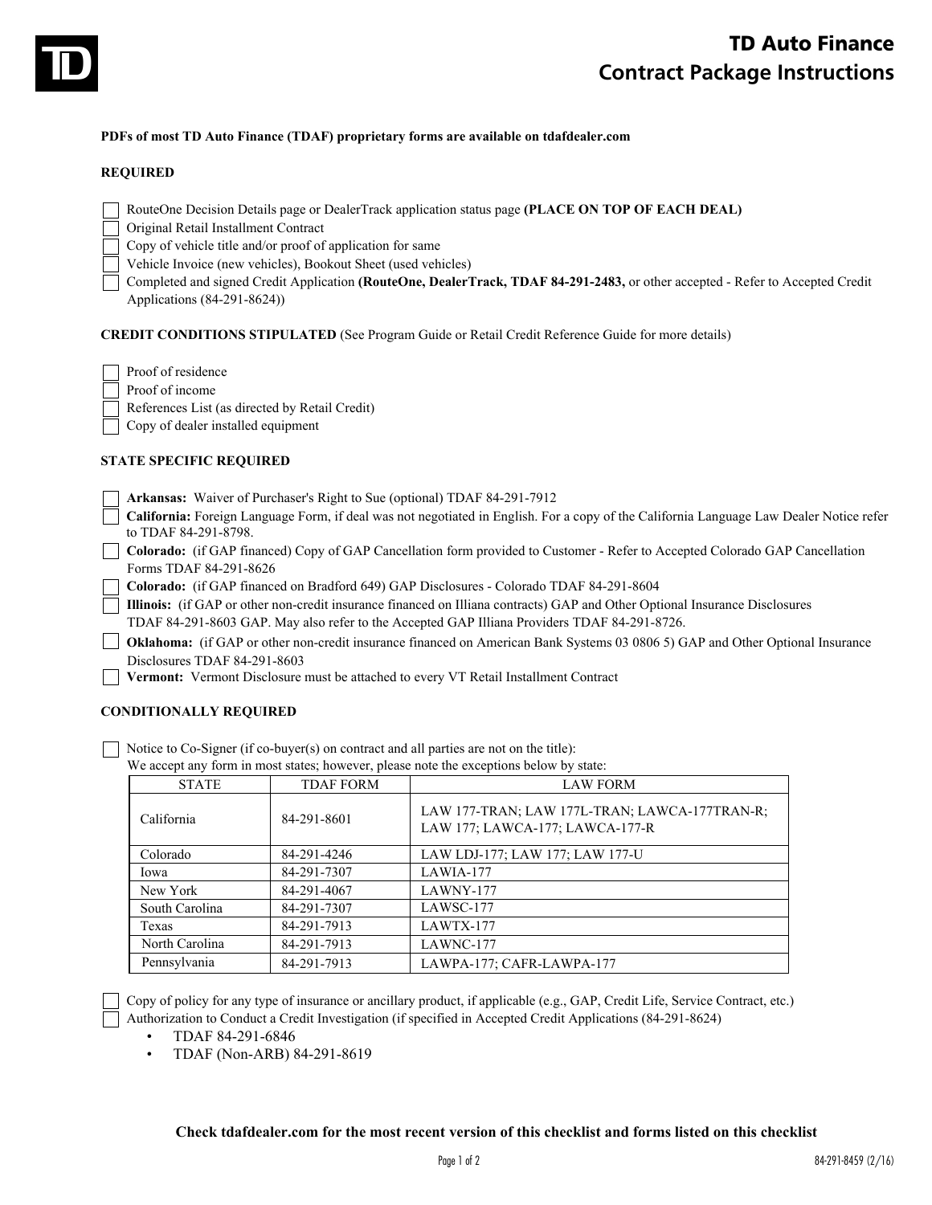# TD Auto Finance
## Contract Package Instructions

**PDFs of most TD Auto Finance (TDAF) proprietary forms are available on tdafdealer.com**

### REQUIRED

- ☐ RouteOne Decision Details page or DealerTrack application status page **(PLACE ON TOP OF EACH DEAL)**
- ☐ Original Retail Installment Contract
- ☐ Copy of vehicle title and/or proof of application for same
- ☐ Vehicle Invoice (new vehicles), Bookout Sheet (used vehicles)
- ☐ Completed and signed Credit Application **(RouteOne, DealerTrack, TDAF 84-291-2483,** or other accepted - Refer to Accepted Credit Applications (84-291-8624))

### CREDIT CONDITIONS STIPULATED (See Program Guide or Retail Credit Reference Guide for more details)

- ☐ Proof of residence
- ☐ Proof of income
- ☐ References List (as directed by Retail Credit)
- ☐ Copy of dealer installed equipment

### STATE SPECIFIC REQUIRED

- ☐ **Arkansas:** Waiver of Purchaser's Right to Sue (optional) TDAF 84-291-7912
- ☐ **California:** Foreign Language Form, if deal was not negotiated in English. For a copy of the California Language Law Dealer Notice refer to TDAF 84-291-8798.
- ☐ **Colorado:** (if GAP financed) Copy of GAP Cancellation form provided to Customer - Refer to Accepted Colorado GAP Cancellation Forms TDAF 84-291-8626
- ☐ **Colorado:** (if GAP financed on Bradford 649) GAP Disclosures - Colorado TDAF 84-291-8604
- ☐ **Illinois:** (if GAP or other non-credit insurance financed on Illiana contracts) GAP and Other Optional Insurance Disclosures TDAF 84-291-8603 GAP. May also refer to the Accepted GAP Illiana Providers TDAF 84-291-8726.
- ☐ **Oklahoma:** (if GAP or other non-credit insurance financed on American Bank Systems 03 0806 5) GAP and Other Optional Insurance Disclosures TDAF 84-291-8603
- ☐ **Vermont:** Vermont Disclosure must be attached to every VT Retail Installment Contract

### CONDITIONALLY REQUIRED

- ☐ Notice to Co-Signer (if co-buyer(s) on contract and all parties are not on the title):
  We accept any form in most states; however, please note the exceptions below by state:

| STATE | TDAF FORM | LAW FORM |
|---|---|---|
| California | 84-291-8601 | LAW 177-TRAN; LAW 177L-TRAN; LAWCA-177TRAN-R; LAW 177; LAWCA-177; LAWCA-177-R |
| Colorado | 84-291-4246 | LAW LDJ-177; LAW 177; LAW 177-U |
| Iowa | 84-291-7307 | LAWIA-177 |
| New York | 84-291-4067 | LAWNY-177 |
| South Carolina | 84-291-7307 | LAWSC-177 |
| Texas | 84-291-7913 | LAWTX-177 |
| North Carolina | 84-291-7913 | LAWNC-177 |
| Pennsylvania | 84-291-7913 | LAWPA-177; CAFR-LAWPA-177 |

- ☐ Copy of policy for any type of insurance or ancillary product, if applicable (e.g., GAP, Credit Life, Service Contract, etc.)
- ☐ Authorization to Conduct a Credit Investigation (if specified in Accepted Credit Applications (84-291-8624)
  - TDAF 84-291-6846
  - TDAF (Non-ARB) 84-291-8619

**Check tdafdealer.com for the most recent version of this checklist and forms listed on this checklist**

84-291-8459 (2/16)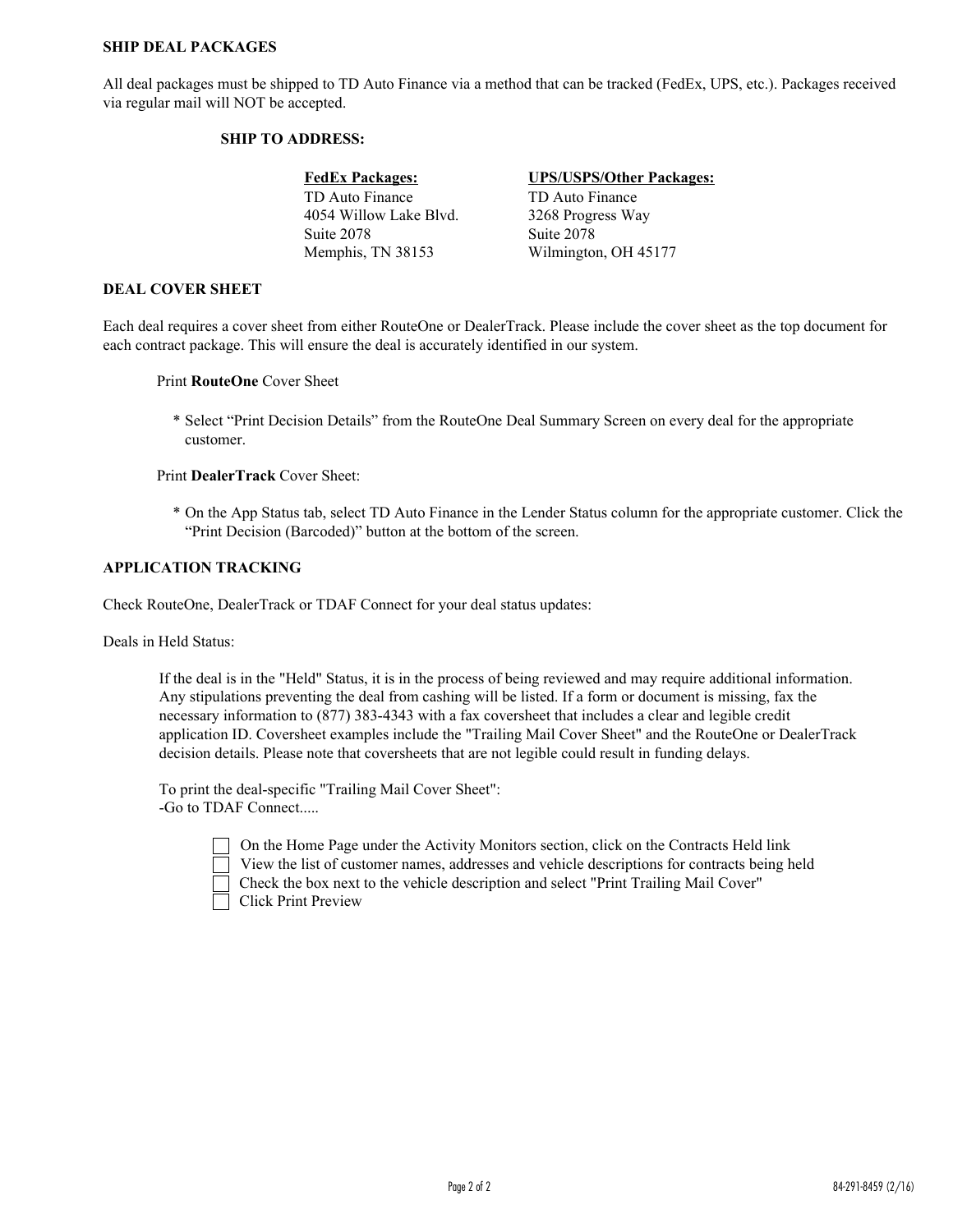## SHIP DEAL PACKAGES

All deal packages must be shipped to TD Auto Finance via a method that can be tracked (FedEx, UPS, etc.). Packages received via regular mail will NOT be accepted.

**SHIP TO ADDRESS:**

| **FedEx Packages:** | **UPS/USPS/Other Packages:** |
|---|---|
| TD Auto Finance | TD Auto Finance |
| 4054 Willow Lake Blvd. | 3268 Progress Way |
| Suite 2078 | Suite 2078 |
| Memphis, TN 38153 | Wilmington, OH 45177 |

## DEAL COVER SHEET

Each deal requires a cover sheet from either RouteOne or DealerTrack. Please include the cover sheet as the top document for each contract package. This will ensure the deal is accurately identified in our system.

Print **RouteOne** Cover Sheet

* Select "Print Decision Details" from the RouteOne Deal Summary Screen on every deal for the appropriate customer.

Print **DealerTrack** Cover Sheet:

* On the App Status tab, select TD Auto Finance in the Lender Status column for the appropriate customer. Click the "Print Decision (Barcoded)" button at the bottom of the screen.

## APPLICATION TRACKING

Check RouteOne, DealerTrack or TDAF Connect for your deal status updates:

Deals in Held Status:

If the deal is in the "Held" Status, it is in the process of being reviewed and may require additional information. Any stipulations preventing the deal from cashing will be listed. If a form or document is missing, fax the necessary information to (877) 383-4343 with a fax coversheet that includes a clear and legible credit application ID. Coversheet examples include the "Trailing Mail Cover Sheet" and the RouteOne or DealerTrack decision details. Please note that coversheets that are not legible could result in funding delays.

To print the deal-specific "Trailing Mail Cover Sheet":
-Go to TDAF Connect.....

- [ ] On the Home Page under the Activity Monitors section, click on the Contracts Held link
- [ ] View the list of customer names, addresses and vehicle descriptions for contracts being held
- [ ] Check the box next to the vehicle description and select "Print Trailing Mail Cover"
- [ ] Click Print Preview

84-291-8459 (2/16)